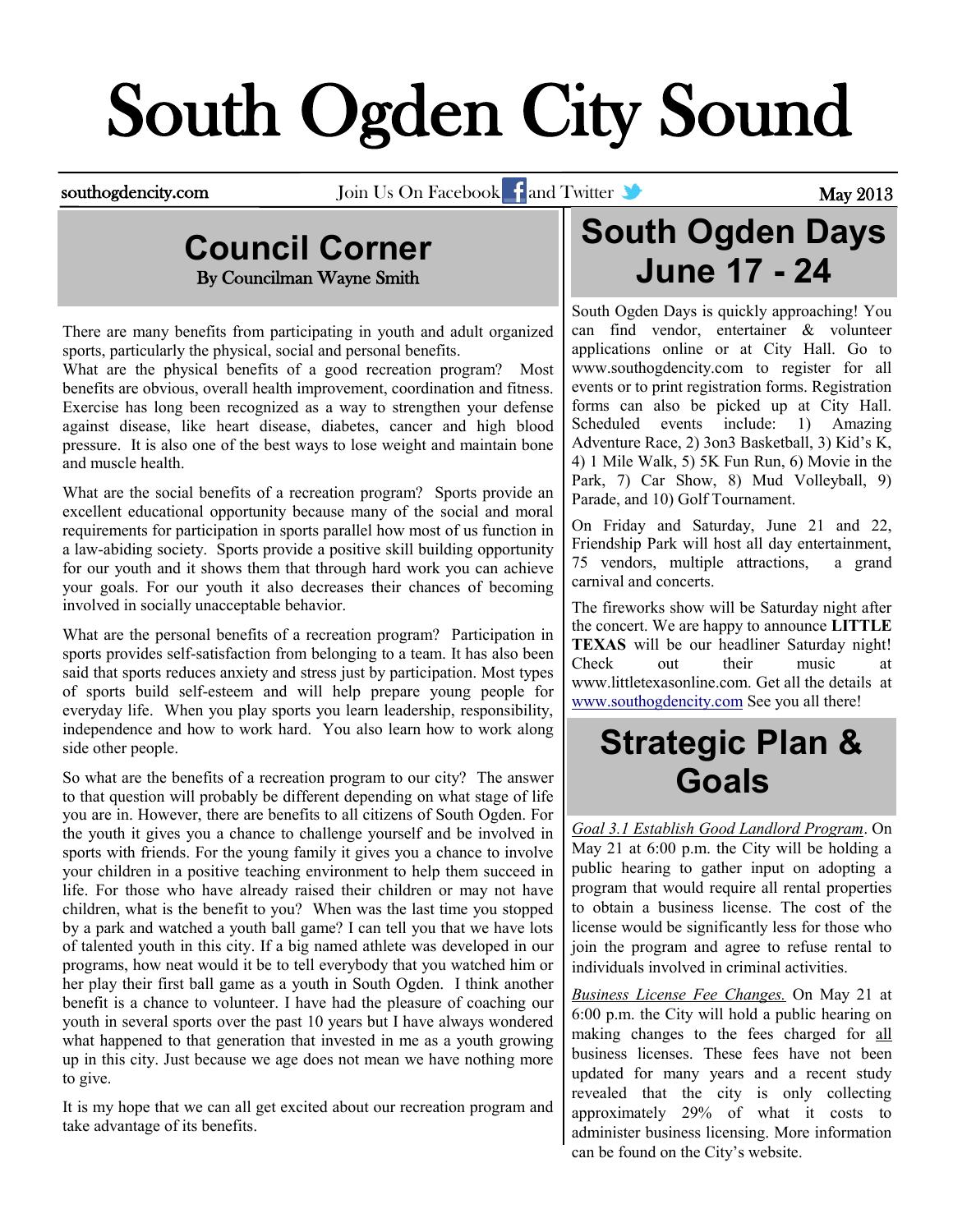# South Ogden City Sound

southogdencity.com Join Us On Facebook and Twitter May 2013

## Council Corner

By Councilman Wayne Smith

There are many benefits from participating in youth and adult organized sports, particularly the physical, social and personal benefits.

What are the physical benefits of a good recreation program? Most benefits are obvious, overall health improvement, coordination and fitness. Exercise has long been recognized as a way to strengthen your defense against disease, like heart disease, diabetes, cancer and high blood pressure. It is also one of the best ways to lose weight and maintain bone and muscle health.

What are the social benefits of a recreation program? Sports provide an excellent educational opportunity because many of the social and moral requirements for participation in sports parallel how most of us function in a law-abiding society. Sports provide a positive skill building opportunity for our youth and it shows them that through hard work you can achieve your goals. For our youth it also decreases their chances of becoming involved in socially unacceptable behavior.

What are the personal benefits of a recreation program? Participation in sports provides self-satisfaction from belonging to a team. It has also been said that sports reduces anxiety and stress just by participation. Most types of sports build self-esteem and will help prepare young people for everyday life. When you play sports you learn leadership, responsibility, independence and how to work hard. You also learn how to work along side other people.

So what are the benefits of a recreation program to our city? The answer to that question will probably be different depending on what stage of life you are in. However, there are benefits to all citizens of South Ogden. For the youth it gives you a chance to challenge yourself and be involved in sports with friends. For the young family it gives you a chance to involve your children in a positive teaching environment to help them succeed in life. For those who have already raised their children or may not have children, what is the benefit to you? When was the last time you stopped by a park and watched a youth ball game? I can tell you that we have lots of talented youth in this city. If a big named athlete was developed in our programs, how neat would it be to tell everybody that you watched him or her play their first ball game as a youth in South Ogden. I think another benefit is a chance to volunteer. I have had the pleasure of coaching our youth in several sports over the past 10 years but I have always wondered what happened to that generation that invested in me as a youth growing up in this city. Just because we age does not mean we have nothing more to give.

It is my hope that we can all get excited about our recreation program and take advantage of its benefits.

## South Ogden Days June 17 - 24

South Ogden Days is quickly approaching! You can find vendor, entertainer & volunteer applications online or at City Hall. Go to www.southogdencity.com to register for all events or to print registration forms. Registration forms can also be picked up at City Hall. Scheduled events include: 1) Amazing Adventure Race, 2) 3on3 Basketball, 3) Kid's K, 4) 1 Mile Walk, 5) 5K Fun Run, 6) Movie in the Park, 7) Car Show, 8) Mud Volleyball, 9) Parade, and 10) Golf Tournament.

On Friday and Saturday, June 21 and 22, Friendship Park will host all day entertainment, 75 vendors, multiple attractions, a grand carnival and concerts.

The fireworks show will be Saturday night after the concert. We are happy to announce **LITTLE TEXAS** will be our headliner Saturday night! Check out their music at www.littletexasonline.com. Get all the details at www.southogdencity.com See you all there!

## Strategic Plan & Goals

*Goal 3.1 Establish Good Landlord Program*. On May 21 at 6:00 p.m. the City will be holding a public hearing to gather input on adopting a program that would require all rental properties to obtain a business license. The cost of the license would be significantly less for those who join the program and agree to refuse rental to individuals involved in criminal activities.

*Business License Fee Changes.* On May 21 at 6:00 p.m. the City will hold a public hearing on making changes to the fees charged for all business licenses. These fees have not been updated for many years and a recent study revealed that the city is only collecting approximately 29% of what it costs to administer business licensing. More information can be found on the City's website.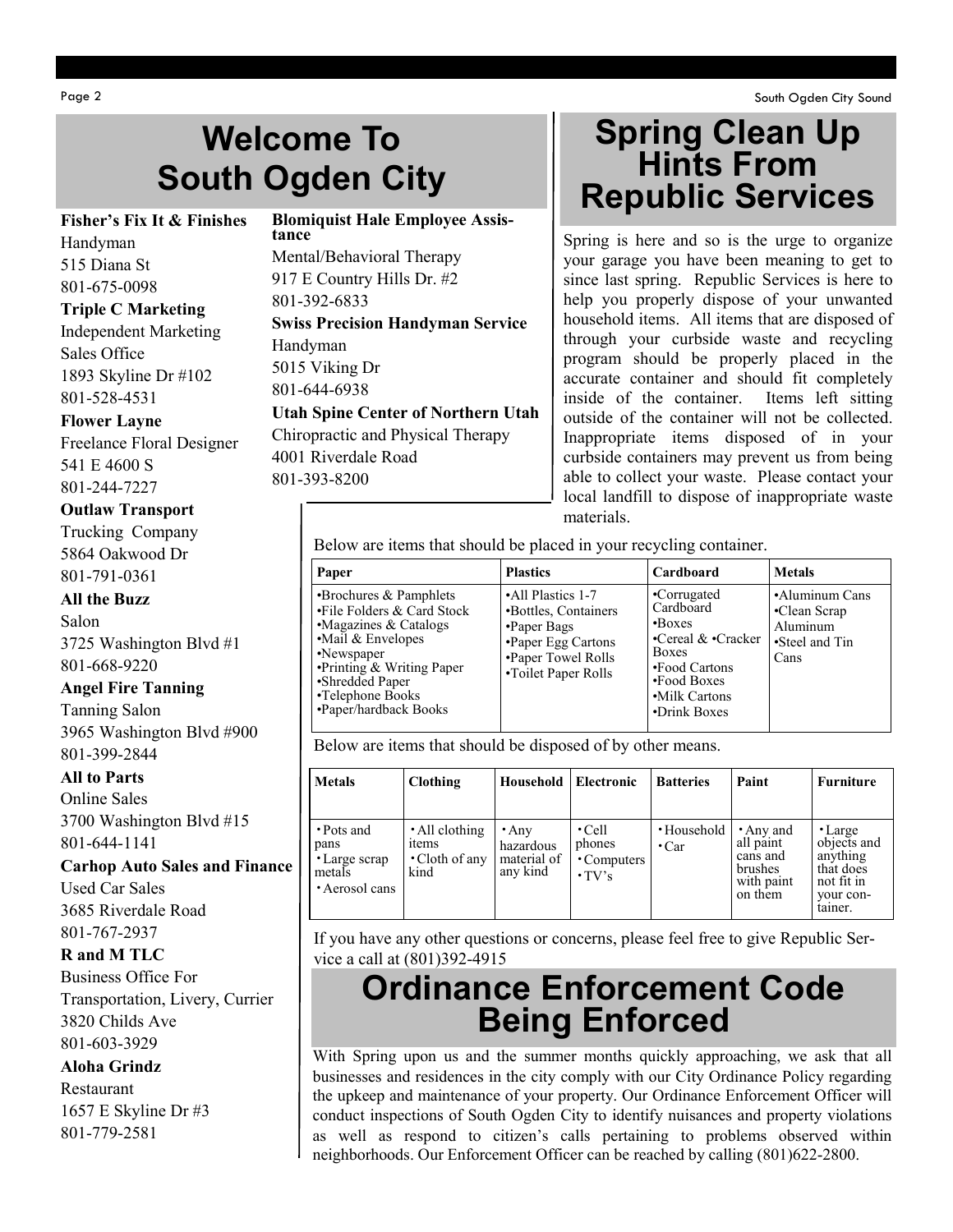# Welcome To South Ogden City

**Fisher's Fix It & Finishes**
Handyman
515 Diana St
801-675-0098

**Triple C Marketing**
Independent Marketing
Sales Office
1893 Skyline Dr #102
801-528-4531

**Flower Layne**
Freelance Floral Designer
541 E 4600 S
801-244-7227

**Outlaw Transport**
Trucking Company
5864 Oakwood Dr
801-791-0361

**All the Buzz**
Salon
3725 Washington Blvd #1
801-668-9220

**Angel Fire Tanning**
Tanning Salon
3965 Washington Blvd #900
801-399-2844

**All to Parts**
Online Sales
3700 Washington Blvd #15
801-644-1141

**Carhop Auto Sales and Finance**
Used Car Sales
3685 Riverdale Road
801-767-2937

**R and M TLC**
Business Office For
Transportation, Livery, Currier
3820 Childs Ave
801-603-3929

**Aloha Grindz**
Restaurant
1657 E Skyline Dr #3
801-779-2581

**Blomiquist Hale Employee Assistance**
Mental/Behavioral Therapy
917 E Country Hills Dr. #2
801-392-6833

**Swiss Precision Handyman Service**
Handyman
5015 Viking Dr
801-644-6938

**Utah Spine Center of Northern Utah**
Chiropractic and Physical Therapy
4001 Riverdale Road
801-393-8200

# Spring Clean Up Hints From Republic Services

Spring is here and so is the urge to organize your garage you have been meaning to get to since last spring. Republic Services is here to help you properly dispose of your unwanted household items. All items that are disposed of through your curbside waste and recycling program should be properly placed in the accurate container and should fit completely inside of the container. Items left sitting outside of the container will not be collected. Inappropriate items disposed of in your curbside containers may prevent us from being able to collect your waste. Please contact your local landfill to dispose of inappropriate waste materials.

Below are items that should be placed in your recycling container.

| Paper | Plastics | Cardboard | Metals |
|---|---|---|---|
| •Brochures & Pamphlets<br>•File Folders & Card Stock<br>•Magazines & Catalogs<br>•Mail & Envelopes<br>•Newspaper<br>•Printing & Writing Paper<br>•Shredded Paper<br>•Telephone Books<br>•Paper/hardback Books | •All Plastics 1-7<br>•Bottles, Containers<br>•Paper Bags<br>•Paper Egg Cartons<br>•Paper Towel Rolls<br>•Toilet Paper Rolls | •Corrugated Cardboard<br>•Boxes<br>•Cereal & •Cracker Boxes<br>•Food Cartons<br>•Food Boxes<br>•Milk Cartons<br>•Drink Boxes | •Aluminum Cans<br>•Clean Scrap Aluminum<br>•Steel and Tin Cans |

Below are items that should be disposed of by other means.

| Metals | Clothing | Household | Electronic | Batteries | Paint | Furniture |
|---|---|---|---|---|---|---|
| •Pots and pans<br>•Large scrap metals<br>•Aerosol cans | •All clothing items<br>•Cloth of any kind | •Any hazardous material of any kind | •Cell phones<br>•Computers<br>•TV's | •Household<br>•Car | •Any and all paint cans and brushes with paint on them | •Large objects and anything that does not fit in your container. |

If you have any other questions or concerns, please feel free to give Republic Service a call at (801)392-4915

# Ordinance Enforcement Code Being Enforced

With Spring upon us and the summer months quickly approaching, we ask that all businesses and residences in the city comply with our City Ordinance Policy regarding the upkeep and maintenance of your property. Our Ordinance Enforcement Officer will conduct inspections of South Ogden City to identify nuisances and property violations as well as respond to citizen's calls pertaining to problems observed within neighborhoods. Our Enforcement Officer can be reached by calling (801)622-2800.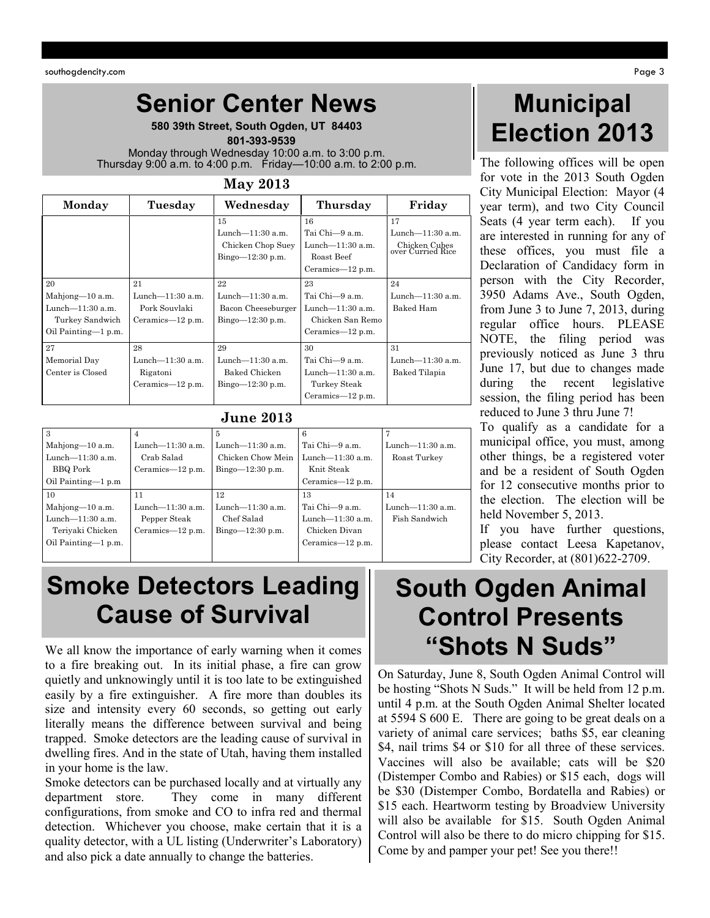# Senior Center News

**580 39th Street, South Ogden, UT 84403**

**801-393-9539**

Monday through Wednesday 10:00 a.m. to 3:00 p.m.
Thursday 9:00 a.m. to 4:00 p.m. Friday—10:00 a.m. to 2:00 p.m.

**May 2013**

| Monday | Tuesday | Wednesday | Thursday | Friday |
|---|---|---|---|---|
| | | 15<br>Lunch—11:30 a.m.<br>Chicken Chop Suey<br>Bingo—12:30 p.m. | 16<br>Tai Chi—9 a.m.<br>Lunch—11:30 a.m.<br>Roast Beef<br>Ceramics—12 p.m. | 17<br>Lunch—11:30 a.m.<br>Chicken Cubes over Curried Rice |
| 20<br>Mahjong—10 a.m.<br>Lunch—11:30 a.m.<br>Turkey Sandwich<br>Oil Painting—1 p.m. | 21<br>Lunch—11:30 a.m.<br>Pork Souvlaki<br>Ceramics—12 p.m. | 22<br>Lunch—11:30 a.m.<br>Bacon Cheeseburger<br>Bingo—12:30 p.m. | 23<br>Tai Chi—9 a.m.<br>Lunch—11:30 a.m.<br>Chicken San Remo<br>Ceramics—12 p.m. | 24<br>Lunch—11:30 a.m.<br>Baked Ham |
| 27<br>Memorial Day<br>Center is Closed | 28<br>Lunch—11:30 a.m.<br>Rigatoni<br>Ceramics—12 p.m. | 29<br>Lunch—11:30 a.m.<br>Baked Chicken<br>Bingo—12:30 p.m. | 30<br>Tai Chi—9 a.m.<br>Lunch—11:30 a.m.<br>Turkey Steak<br>Ceramics—12 p.m. | 31<br>Lunch—11:30 a.m.<br>Baked Tilapia |

**June 2013**

| Monday | Tuesday | Wednesday | Thursday | Friday |
|---|---|---|---|---|
| 3<br>Mahjong—10 a.m.<br>Lunch—11:30 a.m.<br>BBQ Pork<br>Oil Painting—1 p.m | 4<br>Lunch—11:30 a.m.<br>Crab Salad<br>Ceramics—12 p.m. | 5<br>Lunch—11:30 a.m.<br>Chicken Chow Mein<br>Bingo—12:30 p.m. | 6<br>Tai Chi—9 a.m.<br>Lunch—11:30 a.m.<br>Knit Steak<br>Ceramics—12 p.m. | 7<br>Lunch—11:30 a.m.<br>Roast Turkey |
| 10<br>Mahjong—10 a.m.<br>Lunch—11:30 a.m.<br>Teriyaki Chicken<br>Oil Painting—1 p.m. | 11<br>Lunch—11:30 a.m.<br>Pepper Steak<br>Ceramics—12 p.m. | 12<br>Lunch—11:30 a.m.<br>Chef Salad<br>Bingo—12:30 p.m. | 13<br>Tai Chi—9 a.m.<br>Lunch—11:30 a.m.<br>Chicken Divan<br>Ceramics—12 p.m. | 14<br>Lunch—11:30 a.m.<br>Fish Sandwich |

# Municipal Election 2013

The following offices will be open for vote in the 2013 South Ogden City Municipal Election: Mayor (4 year term), and two City Council Seats (4 year term each). If you are interested in running for any of these offices, you must file a Declaration of Candidacy form in person with the City Recorder, 3950 Adams Ave., South Ogden, from June 3 to June 7, 2013, during regular office hours. PLEASE NOTE, the filing period was previously noticed as June 3 thru June 17, but due to changes made during the recent legislative session, the filing period has been reduced to June 3 thru June 7!

To qualify as a candidate for a municipal office, you must, among other things, be a registered voter and be a resident of South Ogden for 12 consecutive months prior to the election. The election will be held November 5, 2013.

If you have further questions, please contact Leesa Kapetanov, City Recorder, at (801)622-2709.

# Smoke Detectors Leading Cause of Survival

We all know the importance of early warning when it comes to a fire breaking out. In its initial phase, a fire can grow quietly and unknowingly until it is too late to be extinguished easily by a fire extinguisher. A fire more than doubles its size and intensity every 60 seconds, so getting out early literally means the difference between survival and being trapped. Smoke detectors are the leading cause of survival in dwelling fires. And in the state of Utah, having them installed in your home is the law.

Smoke detectors can be purchased locally and at virtually any department store. They come in many different configurations, from smoke and CO to infra red and thermal detection. Whichever you choose, make certain that it is a quality detector, with a UL listing (Underwriter's Laboratory) and also pick a date annually to change the batteries.

# South Ogden Animal Control Presents "Shots N Suds"

On Saturday, June 8, South Ogden Animal Control will be hosting "Shots N Suds." It will be held from 12 p.m. until 4 p.m. at the South Ogden Animal Shelter located at 5594 S 600 E. There are going to be great deals on a variety of animal care services; baths $5, ear cleaning $4, nail trims $4 or $10 for all three of these services. Vaccines will also be available; cats will be $20 (Distemper Combo and Rabies) or $15 each, dogs will be $30 (Distemper Combo, Bordatella and Rabies) or $15 each. Heartworm testing by Broadview University will also be available for $15. South Ogden Animal Control will also be there to do micro chipping for $15. Come by and pamper your pet! See you there!!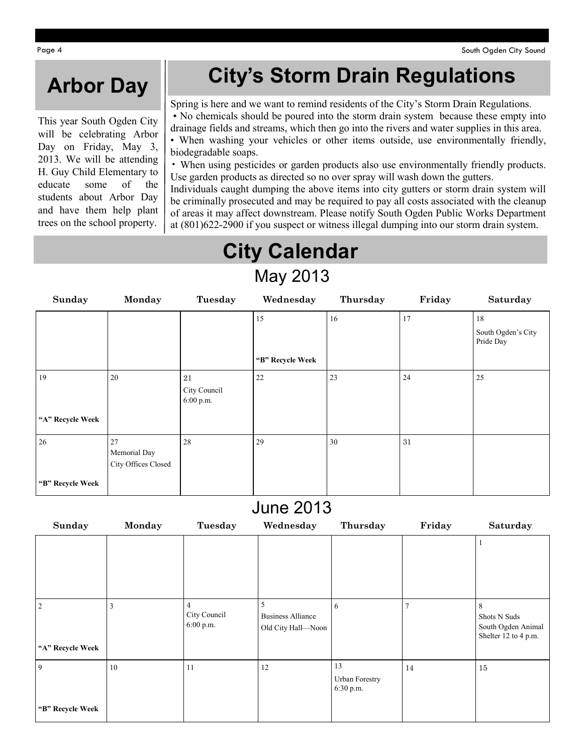## Arbor Day

This year South Ogden City will be celebrating Arbor Day on Friday, May 3, 2013. We will be attending H. Guy Child Elementary to educate some of the students about Arbor Day and have them help plant trees on the school property.

## City's Storm Drain Regulations

Spring is here and we want to remind residents of the City's Storm Drain Regulations.

- No chemicals should be poured into the storm drain system because these empty into drainage fields and streams, which then go into the rivers and water supplies in this area.
- When washing your vehicles or other items outside, use environmentally friendly, biodegradable soaps.
- When using pesticides or garden products also use environmentally friendly products. Use garden products as directed so no over spray will wash down the gutters.

Individuals caught dumping the above items into city gutters or storm drain system will be criminally prosecuted and may be required to pay all costs associated with the cleanup of areas it may affect downstream. Please notify South Ogden Public Works Department at (801)622-2900 if you suspect or witness illegal dumping into our storm drain system.

## City Calendar

### May 2013

| Sunday | Monday | Tuesday | Wednesday | Thursday | Friday | Saturday |
|---|---|---|---|---|---|---|
| | | | 15<br>**"B" Recycle Week** | 16 | 17 | 18<br>South Ogden's City Pride Day |
| 19<br>**"A" Recycle Week** | 20 | 21<br>City Council<br>6:00 p.m. | 22 | 23 | 24 | 25 |
| 26<br>**"B" Recycle Week** | 27<br>Memorial Day<br>City Offices Closed | 28 | 29 | 30 | 31 | |

### June 2013

| Sunday | Monday | Tuesday | Wednesday | Thursday | Friday | Saturday |
|---|---|---|---|---|---|---|
| | | | | | | 1 |
| 2<br>**"A" Recycle Week** | 3 | 4<br>City Council<br>6:00 p.m. | 5<br>Business Alliance<br>Old City Hall—Noon | 6 | 7 | 8<br>Shots N Suds<br>South Ogden Animal Shelter 12 to 4 p.m. |
| 9<br>**"B" Recycle Week** | 10 | 11 | 12 | 13<br>Urban Forestry<br>6:30 p.m. | 14 | 15 |